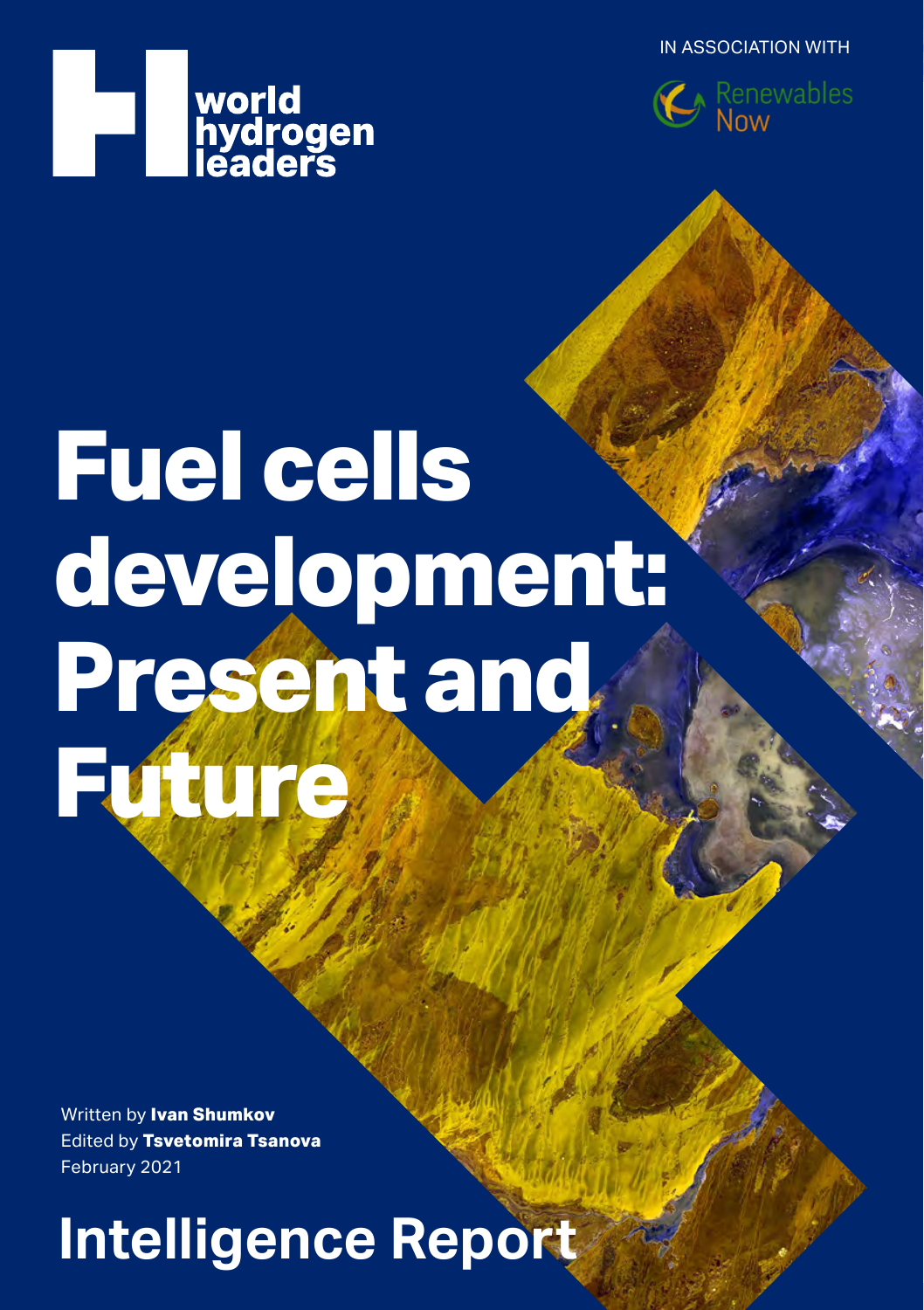world hydrogen leaders

IN ASSOCIATION WITH

Renewables Now

# Fuel cells development: Present and Future

Written by **Ivan Shumkov**
Edited by **Tsvetomira Tsanova**
February 2021

## Intelligence Report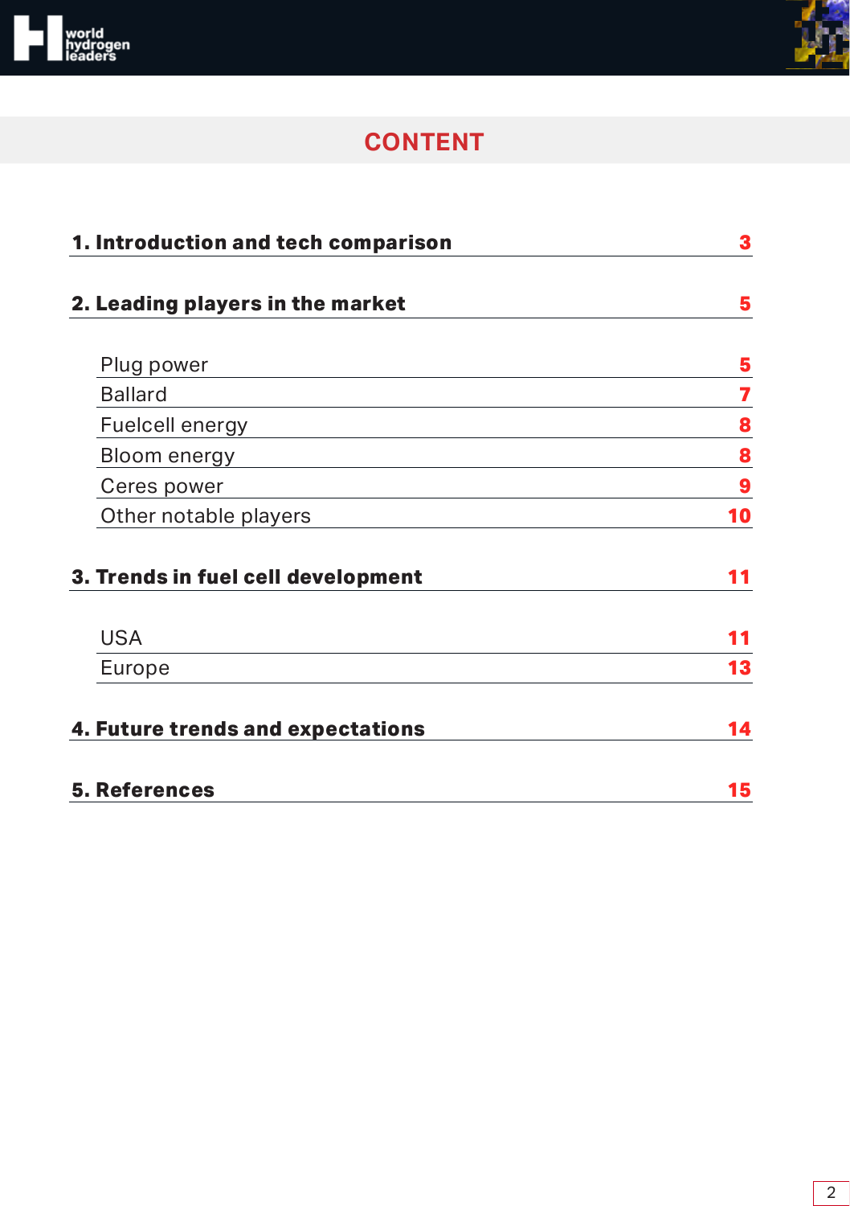# CONTENT

| | |
|---|---|
| **1. Introduction and tech comparison** | **3** |
| **2. Leading players in the market** | **5** |
| Plug power | **5** |
| Ballard | **7** |
| Fuelcell energy | **8** |
| Bloom energy | **8** |
| Ceres power | **9** |
| Other notable players | **10** |
| **3. Trends in fuel cell development** | **11** |
| USA | **11** |
| Europe | **13** |
| **4. Future trends and expectations** | **14** |
| **5. References** | **15** |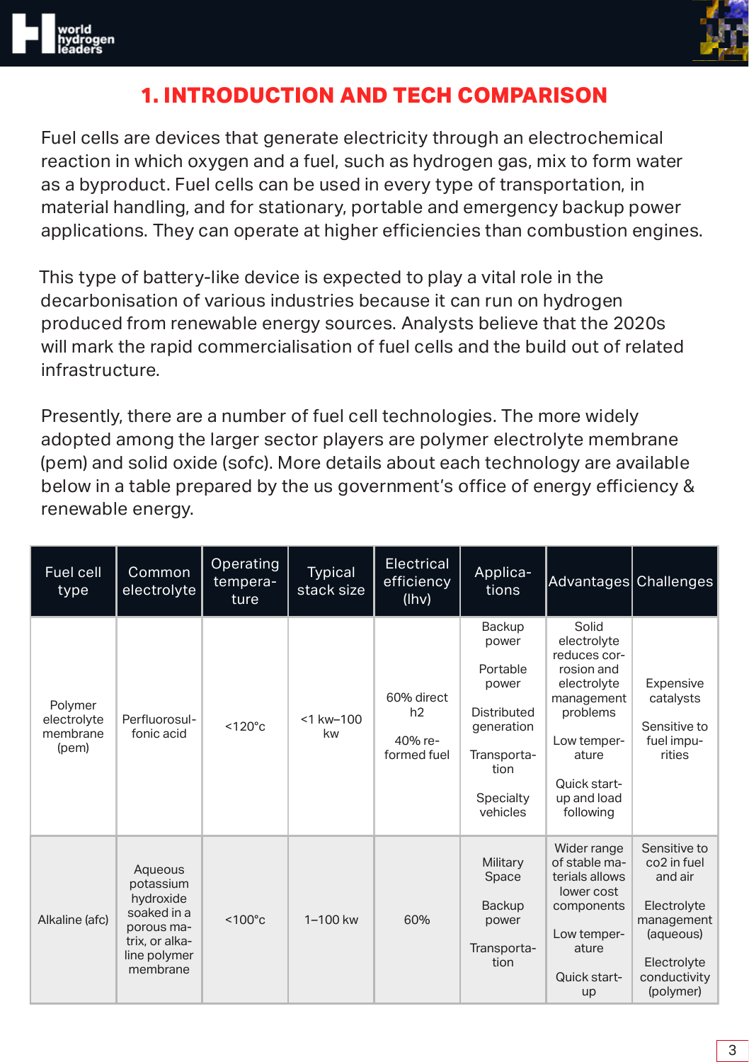# 1. INTRODUCTION AND TECH COMPARISON

Fuel cells are devices that generate electricity through an electrochemical reaction in which oxygen and a fuel, such as hydrogen gas, mix to form water as a byproduct. Fuel cells can be used in every type of transportation, in material handling, and for stationary, portable and emergency backup power applications. They can operate at higher efficiencies than combustion engines.

This type of battery-like device is expected to play a vital role in the decarbonisation of various industries because it can run on hydrogen produced from renewable energy sources. Analysts believe that the 2020s will mark the rapid commercialisation of fuel cells and the build out of related infrastructure.

Presently, there are a number of fuel cell technologies. The more widely adopted among the larger sector players are polymer electrolyte membrane (pem) and solid oxide (sofc). More details about each technology are available below in a table prepared by the us government's office of energy efficiency & renewable energy.

| Fuel cell type | Common electrolyte | Operating temperature | Typical stack size | Electrical efficiency (lhv) | Applications | Advantages | Challenges |
|---|---|---|---|---|---|---|---|
| Polymer electrolyte membrane (pem) | Perfluorosulfonic acid | <120°c | <1 kw–100 kw | 60% direct h2<br>40% reformed fuel | Backup power<br>Portable power<br>Distributed generation<br>Transportation<br>Specialty vehicles | Solid electrolyte reduces corrosion and electrolyte management problems<br>Low temperature<br>Quick start-up and load following | Expensive catalysts<br>Sensitive to fuel impurities |
| Alkaline (afc) | Aqueous potassium hydroxide soaked in a porous matrix, or alkaline polymer membrane | <100°c | 1–100 kw | 60% | Military<br>Space<br>Backup power<br>Transportation | Wider range of stable materials allows lower cost components<br>Low temperature<br>Quick start-up | Sensitive to co2 in fuel and air<br>Electrolyte management (aqueous)<br>Electrolyte conductivity (polymer) |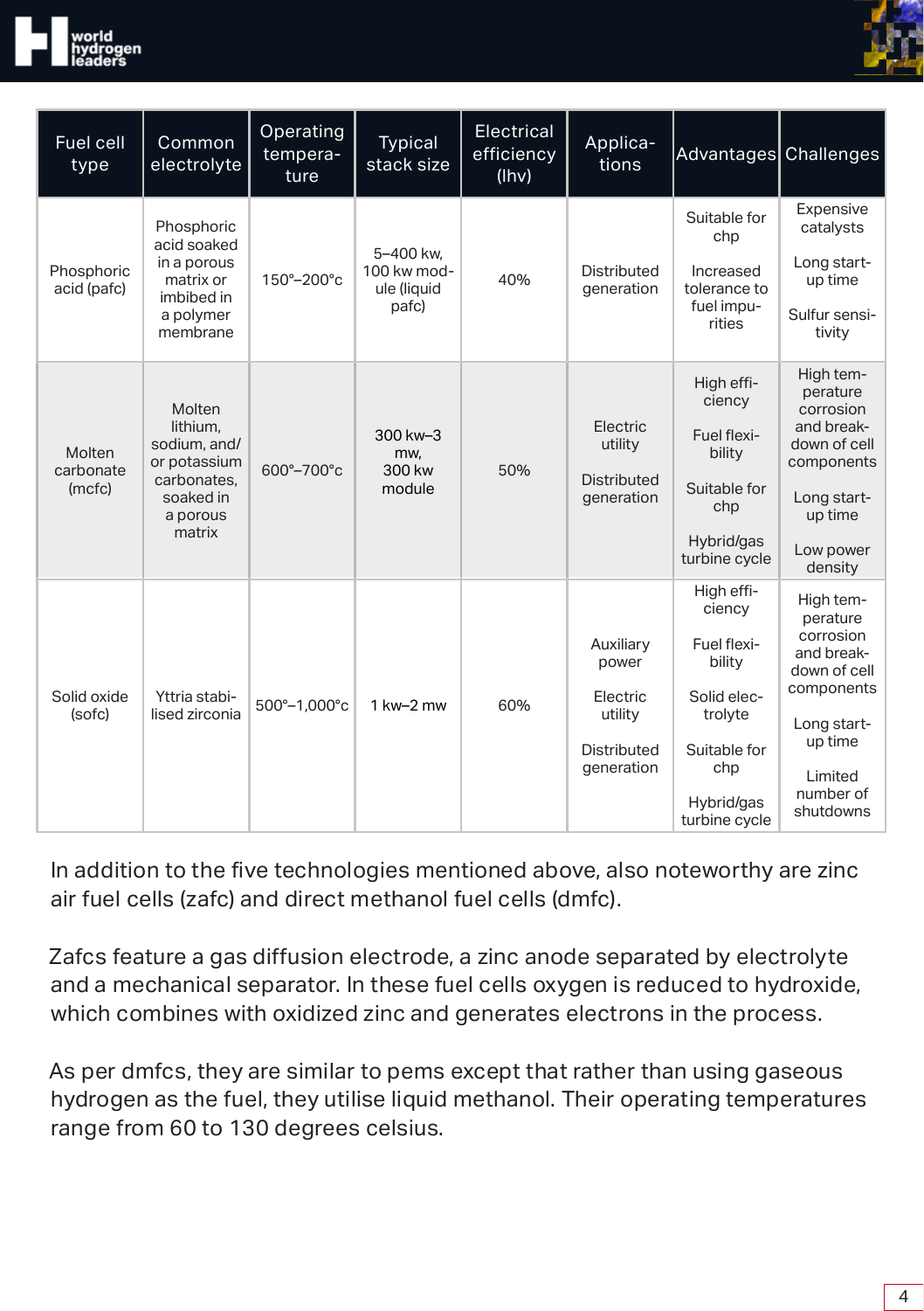| Fuel cell type | Common electrolyte | Operating temperature | Typical stack size | Electrical efficiency (lhv) | Applications | Advantages | Challenges |
|---|---|---|---|---|---|---|---|
| Phosphoric acid (pafc) | Phosphoric acid soaked in a porous matrix or imbibed in a polymer membrane | 150°–200°c | 5–400 kw, 100 kw module (liquid pafc) | 40% | Distributed generation | Suitable for chp<br><br>Increased tolerance to fuel impurities | Expensive catalysts<br><br>Long start-up time<br><br>Sulfur sensitivity |
| Molten carbonate (mcfc) | Molten lithium, sodium, and/or potassium carbonates, soaked in a porous matrix | 600°–700°c | 300 kw–3 mw, 300 kw module | 50% | Electric utility<br><br>Distributed generation | High efficiency<br><br>Fuel flexibility<br><br>Suitable for chp<br><br>Hybrid/gas turbine cycle | High temperature corrosion and breakdown of cell components<br><br>Long start-up time<br><br>Low power density |
| Solid oxide (sofc) | Yttria stabilised zirconia | 500°–1,000°c | 1 kw–2 mw | 60% | Auxiliary power<br><br>Electric utility<br><br>Distributed generation | High efficiency<br><br>Fuel flexibility<br><br>Solid electrolyte<br><br>Suitable for chp<br><br>Hybrid/gas turbine cycle | High temperature corrosion and breakdown of cell components<br><br>Long start-up time<br><br>Limited number of shutdowns |

In addition to the five technologies mentioned above, also noteworthy are zinc air fuel cells (zafc) and direct methanol fuel cells (dmfc).

Zafcs feature a gas diffusion electrode, a zinc anode separated by electrolyte and a mechanical separator. In these fuel cells oxygen is reduced to hydroxide, which combines with oxidized zinc and generates electrons in the process.

As per dmfcs, they are similar to pems except that rather than using gaseous hydrogen as the fuel, they utilise liquid methanol. Their operating temperatures range from 60 to 130 degrees celsius.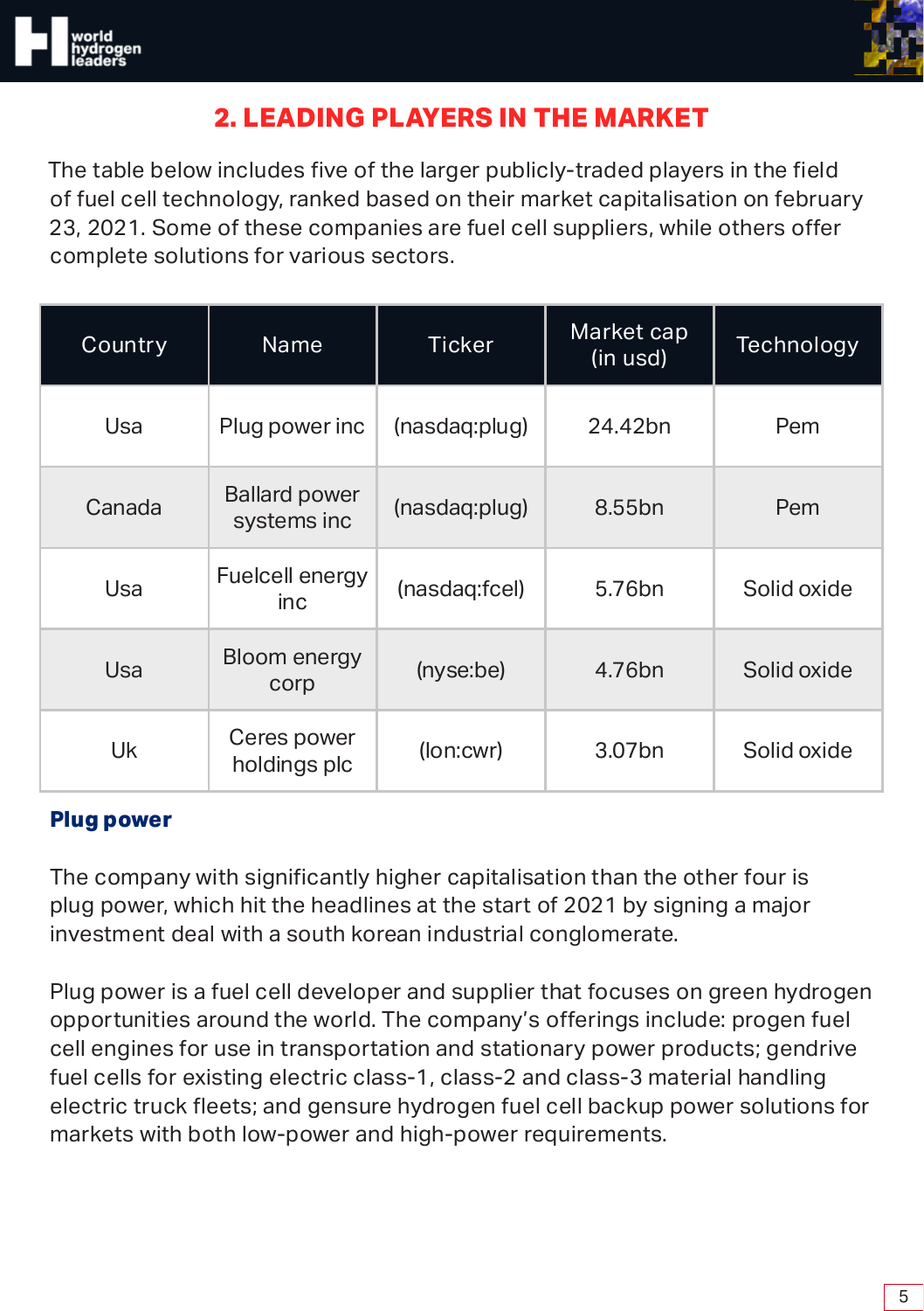## 2. LEADING PLAYERS IN THE MARKET

The table below includes five of the larger publicly-traded players in the field of fuel cell technology, ranked based on their market capitalisation on february 23, 2021. Some of these companies are fuel cell suppliers, while others offer complete solutions for various sectors.

| Country | Name | Ticker | Market cap (in usd) | Technology |
|---|---|---|---|---|
| Usa | Plug power inc | (nasdaq:plug) | 24.42bn | Pem |
| Canada | Ballard power systems inc | (nasdaq:plug) | 8.55bn | Pem |
| Usa | Fuelcell energy inc | (nasdaq:fcel) | 5.76bn | Solid oxide |
| Usa | Bloom energy corp | (nyse:be) | 4.76bn | Solid oxide |
| Uk | Ceres power holdings plc | (lon:cwr) | 3.07bn | Solid oxide |

**Plug power**

The company with significantly higher capitalisation than the other four is plug power, which hit the headlines at the start of 2021 by signing a major investment deal with a south korean industrial conglomerate.

Plug power is a fuel cell developer and supplier that focuses on green hydrogen opportunities around the world. The company's offerings include: progen fuel cell engines for use in transportation and stationary power products; gendrive fuel cells for existing electric class-1, class-2 and class-3 material handling electric truck fleets; and gensure hydrogen fuel cell backup power solutions for markets with both low-power and high-power requirements.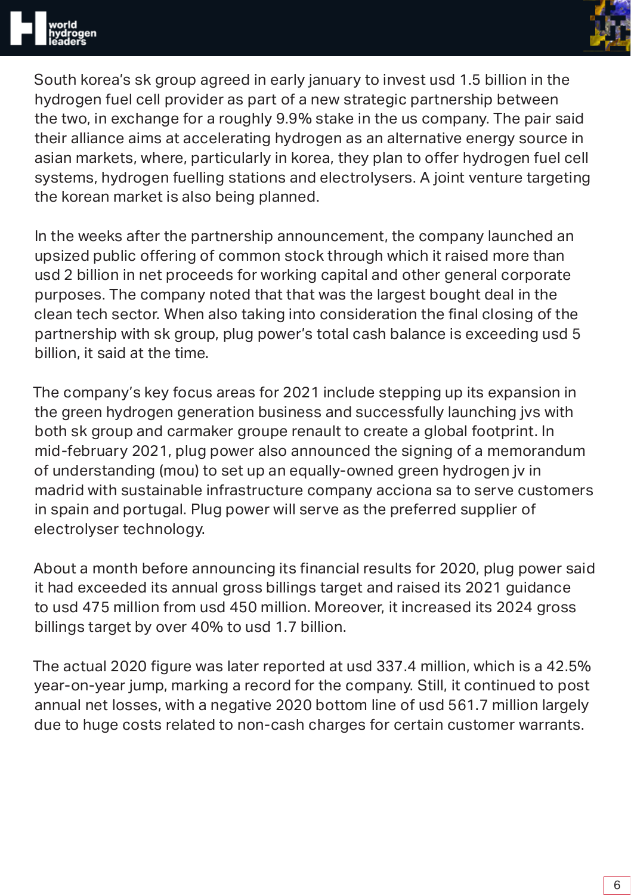South korea's sk group agreed in early january to invest usd 1.5 billion in the hydrogen fuel cell provider as part of a new strategic partnership between the two, in exchange for a roughly 9.9% stake in the us company. The pair said their alliance aims at accelerating hydrogen as an alternative energy source in asian markets, where, particularly in korea, they plan to offer hydrogen fuel cell systems, hydrogen fuelling stations and electrolysers. A joint venture targeting the korean market is also being planned.

In the weeks after the partnership announcement, the company launched an upsized public offering of common stock through which it raised more than usd 2 billion in net proceeds for working capital and other general corporate purposes. The company noted that that was the largest bought deal in the clean tech sector. When also taking into consideration the final closing of the partnership with sk group, plug power's total cash balance is exceeding usd 5 billion, it said at the time.

The company's key focus areas for 2021 include stepping up its expansion in the green hydrogen generation business and successfully launching jvs with both sk group and carmaker groupe renault to create a global footprint. In mid-february 2021, plug power also announced the signing of a memorandum of understanding (mou) to set up an equally-owned green hydrogen jv in madrid with sustainable infrastructure company acciona sa to serve customers in spain and portugal. Plug power will serve as the preferred supplier of electrolyser technology.

About a month before announcing its financial results for 2020, plug power said it had exceeded its annual gross billings target and raised its 2021 guidance to usd 475 million from usd 450 million. Moreover, it increased its 2024 gross billings target by over 40% to usd 1.7 billion.

The actual 2020 figure was later reported at usd 337.4 million, which is a 42.5% year-on-year jump, marking a record for the company. Still, it continued to post annual net losses, with a negative 2020 bottom line of usd 561.7 million largely due to huge costs related to non-cash charges for certain customer warrants.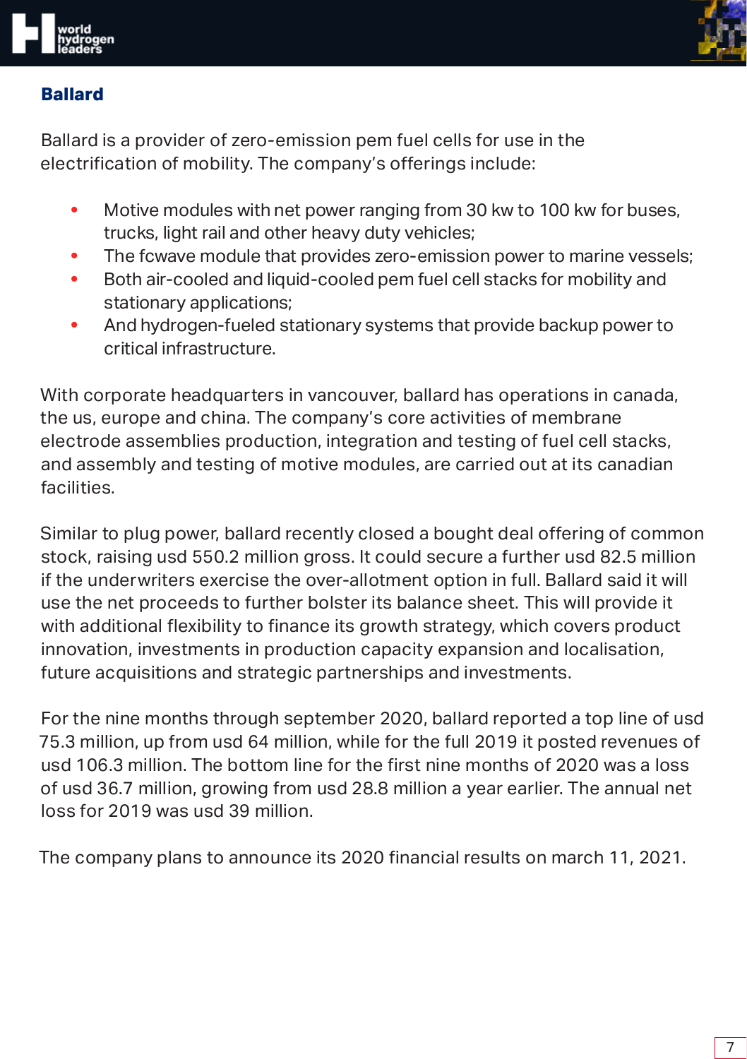## Ballard

Ballard is a provider of zero-emission pem fuel cells for use in the electrification of mobility. The company's offerings include:

- Motive modules with net power ranging from 30 kw to 100 kw for buses, trucks, light rail and other heavy duty vehicles;
- The fcwave module that provides zero-emission power to marine vessels;
- Both air-cooled and liquid-cooled pem fuel cell stacks for mobility and stationary applications;
- And hydrogen-fueled stationary systems that provide backup power to critical infrastructure.

With corporate headquarters in vancouver, ballard has operations in canada, the us, europe and china. The company's core activities of membrane electrode assemblies production, integration and testing of fuel cell stacks, and assembly and testing of motive modules, are carried out at its canadian facilities.

Similar to plug power, ballard recently closed a bought deal offering of common stock, raising usd 550.2 million gross. It could secure a further usd 82.5 million if the underwriters exercise the over-allotment option in full. Ballard said it will use the net proceeds to further bolster its balance sheet. This will provide it with additional flexibility to finance its growth strategy, which covers product innovation, investments in production capacity expansion and localisation, future acquisitions and strategic partnerships and investments.

For the nine months through september 2020, ballard reported a top line of usd 75.3 million, up from usd 64 million, while for the full 2019 it posted revenues of usd 106.3 million. The bottom line for the first nine months of 2020 was a loss of usd 36.7 million, growing from usd 28.8 million a year earlier. The annual net loss for 2019 was usd 39 million.

The company plans to announce its 2020 financial results on march 11, 2021.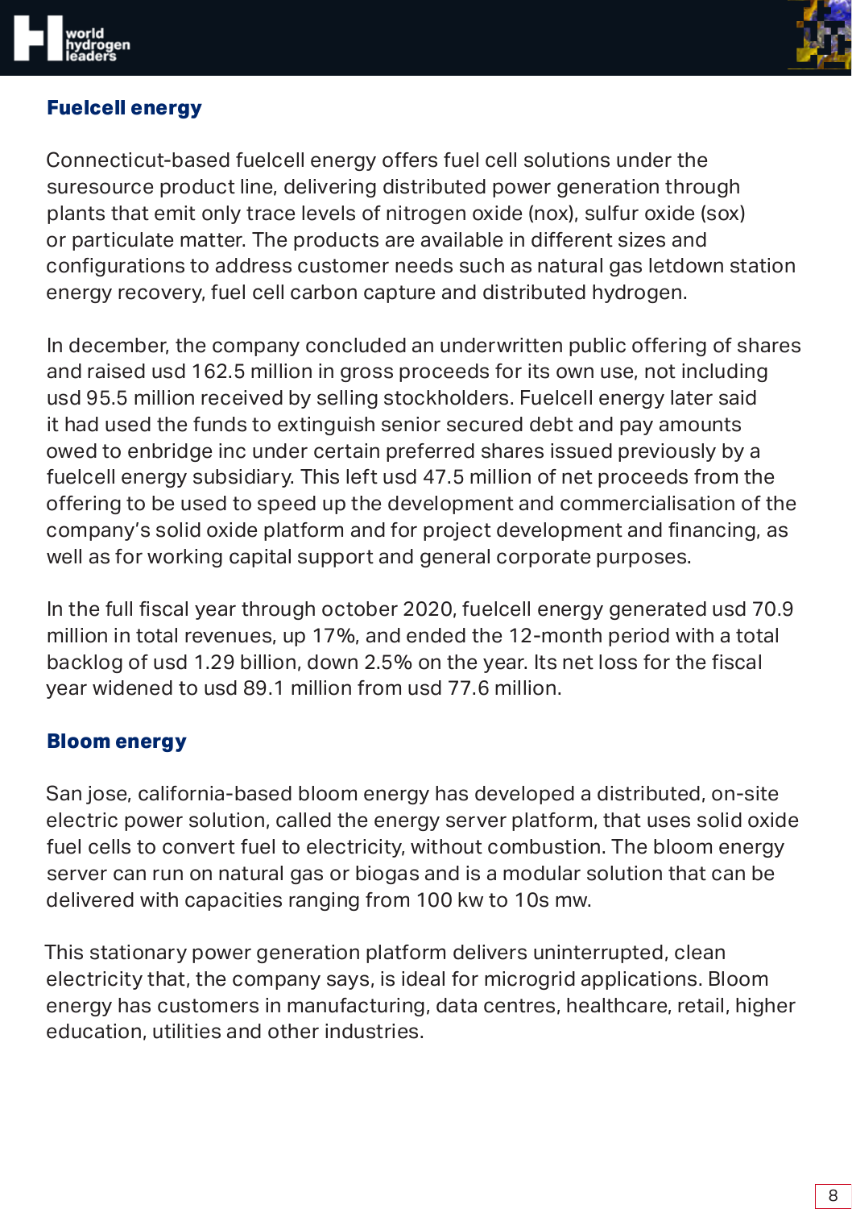## Fuelcell energy

Connecticut-based fuelcell energy offers fuel cell solutions under the suresource product line, delivering distributed power generation through plants that emit only trace levels of nitrogen oxide (nox), sulfur oxide (sox) or particulate matter. The products are available in different sizes and configurations to address customer needs such as natural gas letdown station energy recovery, fuel cell carbon capture and distributed hydrogen.

In december, the company concluded an underwritten public offering of shares and raised usd 162.5 million in gross proceeds for its own use, not including usd 95.5 million received by selling stockholders. Fuelcell energy later said it had used the funds to extinguish senior secured debt and pay amounts owed to enbridge inc under certain preferred shares issued previously by a fuelcell energy subsidiary. This left usd 47.5 million of net proceeds from the offering to be used to speed up the development and commercialisation of the company's solid oxide platform and for project development and financing, as well as for working capital support and general corporate purposes.

In the full fiscal year through october 2020, fuelcell energy generated usd 70.9 million in total revenues, up 17%, and ended the 12-month period with a total backlog of usd 1.29 billion, down 2.5% on the year. Its net loss for the fiscal year widened to usd 89.1 million from usd 77.6 million.

## Bloom energy

San jose, california-based bloom energy has developed a distributed, on-site electric power solution, called the energy server platform, that uses solid oxide fuel cells to convert fuel to electricity, without combustion. The bloom energy server can run on natural gas or biogas and is a modular solution that can be delivered with capacities ranging from 100 kw to 10s mw.

This stationary power generation platform delivers uninterrupted, clean electricity that, the company says, is ideal for microgrid applications. Bloom energy has customers in manufacturing, data centres, healthcare, retail, higher education, utilities and other industries.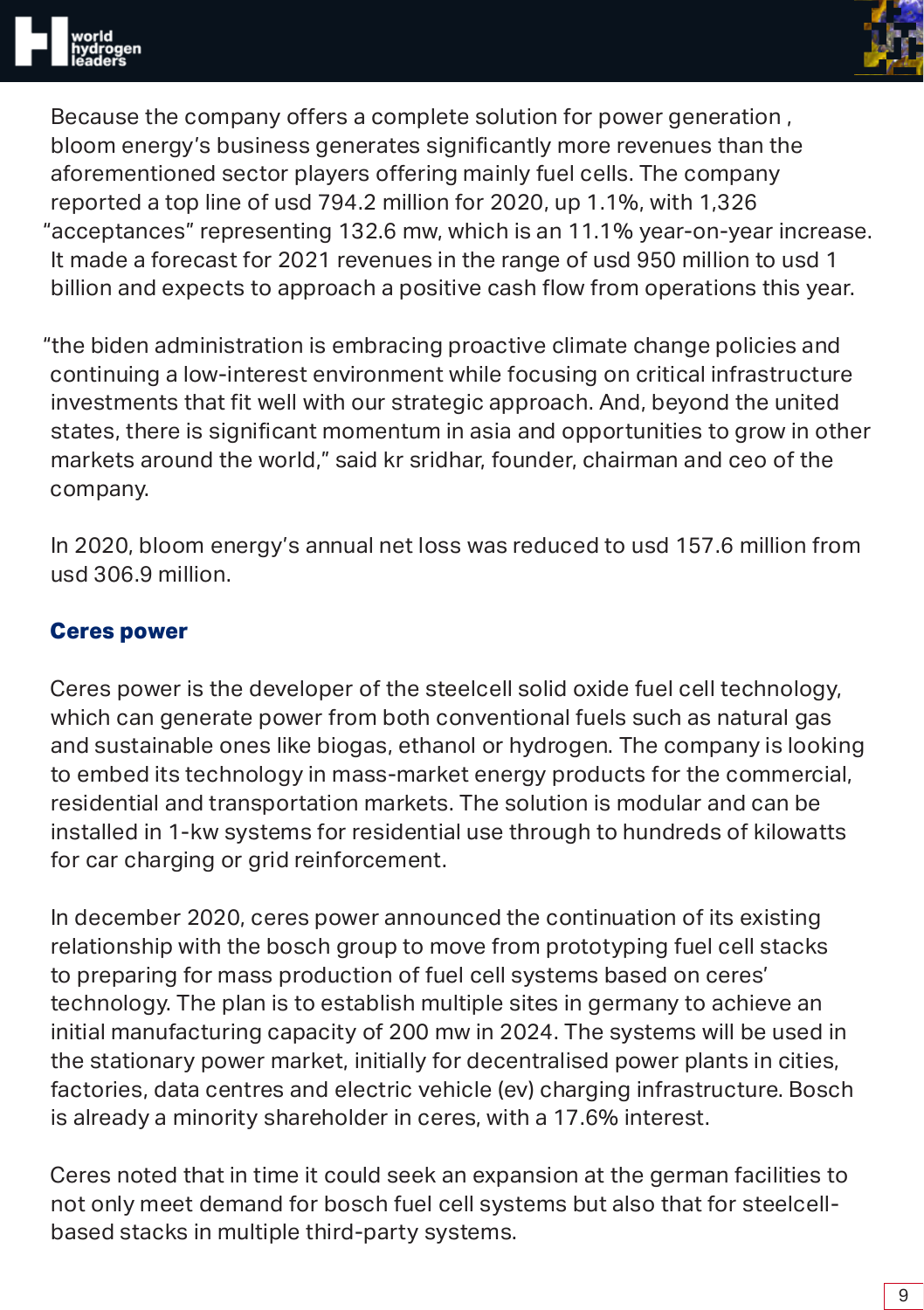Because the company offers a complete solution for power generation , bloom energy's business generates significantly more revenues than the aforementioned sector players offering mainly fuel cells. The company reported a top line of usd 794.2 million for 2020, up 1.1%, with 1,326 "acceptances" representing 132.6 mw, which is an 11.1% year-on-year increase. It made a forecast for 2021 revenues in the range of usd 950 million to usd 1 billion and expects to approach a positive cash flow from operations this year.

"the biden administration is embracing proactive climate change policies and continuing a low-interest environment while focusing on critical infrastructure investments that fit well with our strategic approach. And, beyond the united states, there is significant momentum in asia and opportunities to grow in other markets around the world," said kr sridhar, founder, chairman and ceo of the company.

In 2020, bloom energy's annual net loss was reduced to usd 157.6 million from usd 306.9 million.

## Ceres power

Ceres power is the developer of the steelcell solid oxide fuel cell technology, which can generate power from both conventional fuels such as natural gas and sustainable ones like biogas, ethanol or hydrogen. The company is looking to embed its technology in mass-market energy products for the commercial, residential and transportation markets. The solution is modular and can be installed in 1-kw systems for residential use through to hundreds of kilowatts for car charging or grid reinforcement.

In december 2020, ceres power announced the continuation of its existing relationship with the bosch group to move from prototyping fuel cell stacks to preparing for mass production of fuel cell systems based on ceres' technology. The plan is to establish multiple sites in germany to achieve an initial manufacturing capacity of 200 mw in 2024. The systems will be used in the stationary power market, initially for decentralised power plants in cities, factories, data centres and electric vehicle (ev) charging infrastructure. Bosch is already a minority shareholder in ceres, with a 17.6% interest.

Ceres noted that in time it could seek an expansion at the german facilities to not only meet demand for bosch fuel cell systems but also that for steelcell-based stacks in multiple third-party systems.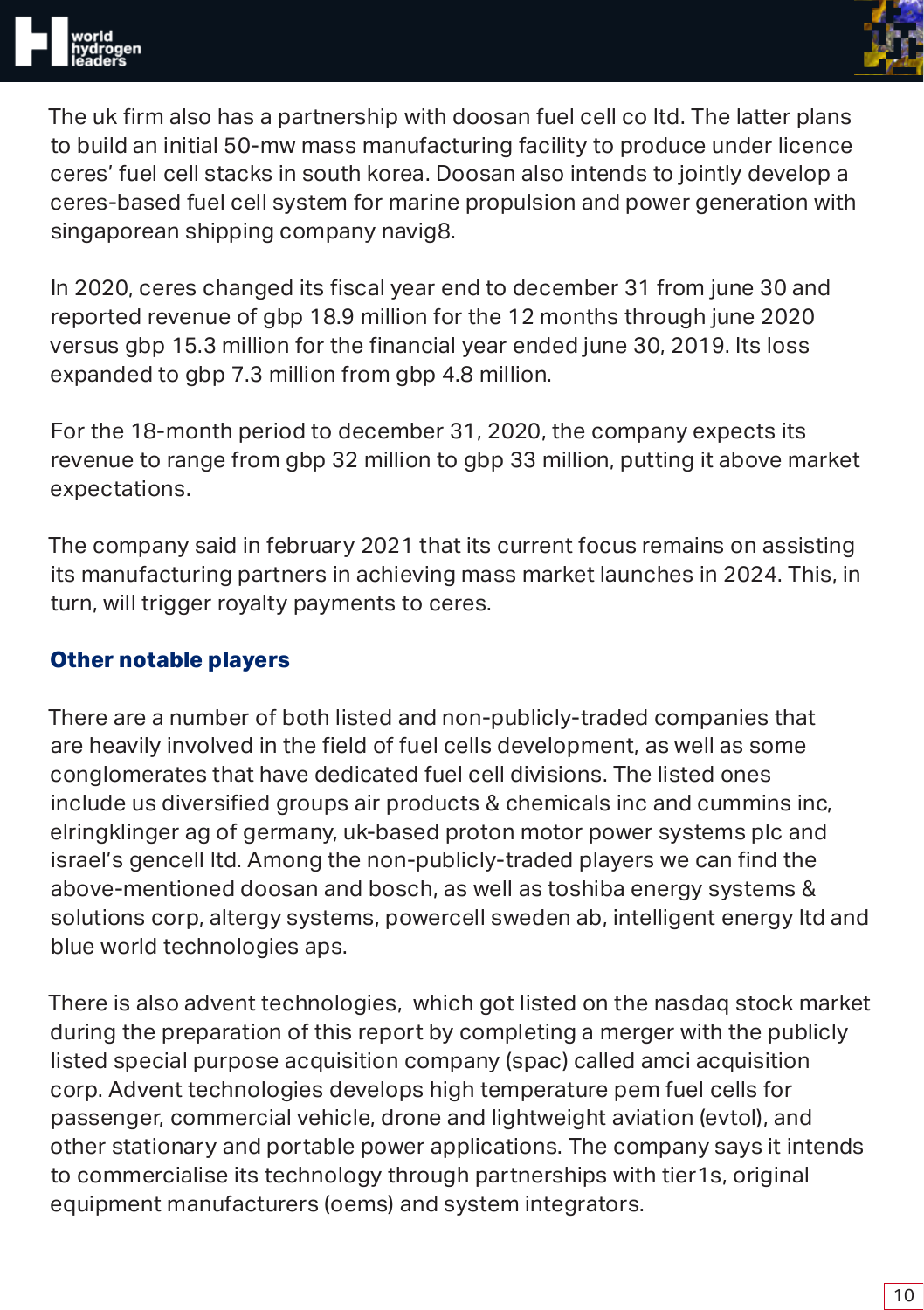The uk firm also has a partnership with doosan fuel cell co ltd. The latter plans to build an initial 50-mw mass manufacturing facility to produce under licence ceres' fuel cell stacks in south korea. Doosan also intends to jointly develop a ceres-based fuel cell system for marine propulsion and power generation with singaporean shipping company navig8.

In 2020, ceres changed its fiscal year end to december 31 from june 30 and reported revenue of gbp 18.9 million for the 12 months through june 2020 versus gbp 15.3 million for the financial year ended june 30, 2019. Its loss expanded to gbp 7.3 million from gbp 4.8 million.

For the 18-month period to december 31, 2020, the company expects its revenue to range from gbp 32 million to gbp 33 million, putting it above market expectations.

The company said in february 2021 that its current focus remains on assisting its manufacturing partners in achieving mass market launches in 2024. This, in turn, will trigger royalty payments to ceres.

## Other notable players

There are a number of both listed and non-publicly-traded companies that are heavily involved in the field of fuel cells development, as well as some conglomerates that have dedicated fuel cell divisions. The listed ones include us diversified groups air products & chemicals inc and cummins inc, elringklinger ag of germany, uk-based proton motor power systems plc and israel's gencell ltd. Among the non-publicly-traded players we can find the above-mentioned doosan and bosch, as well as toshiba energy systems & solutions corp, altergy systems, powercell sweden ab, intelligent energy ltd and blue world technologies aps.

There is also advent technologies, which got listed on the nasdaq stock market during the preparation of this report by completing a merger with the publicly listed special purpose acquisition company (spac) called amci acquisition corp. Advent technologies develops high temperature pem fuel cells for passenger, commercial vehicle, drone and lightweight aviation (evtol), and other stationary and portable power applications. The company says it intends to commercialise its technology through partnerships with tier1s, original equipment manufacturers (oems) and system integrators.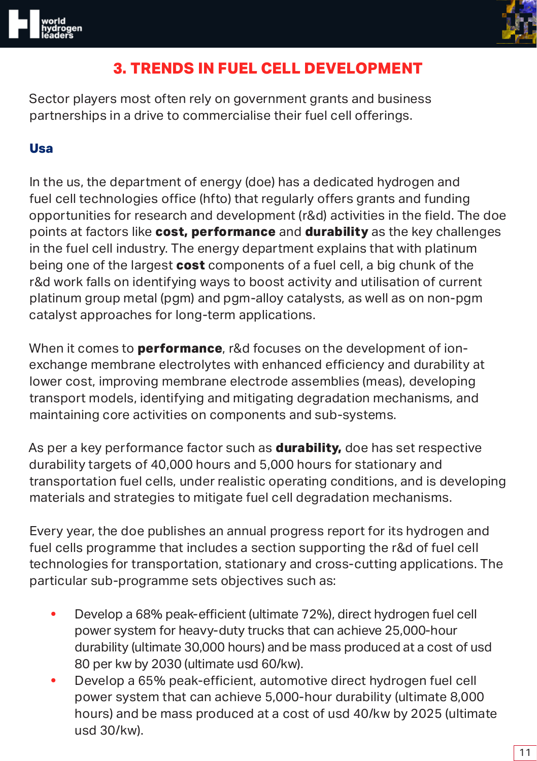## 3. TRENDS IN FUEL CELL DEVELOPMENT

Sector players most often rely on government grants and business partnerships in a drive to commercialise their fuel cell offerings.

### Usa

In the us, the department of energy (doe) has a dedicated hydrogen and fuel cell technologies office (hfto) that regularly offers grants and funding opportunities for research and development (r&d) activities in the field. The doe points at factors like **cost, performance** and **durability** as the key challenges in the fuel cell industry. The energy department explains that with platinum being one of the largest **cost** components of a fuel cell, a big chunk of the r&d work falls on identifying ways to boost activity and utilisation of current platinum group metal (pgm) and pgm-alloy catalysts, as well as on non-pgm catalyst approaches for long-term applications.

When it comes to **performance**, r&d focuses on the development of ion-exchange membrane electrolytes with enhanced efficiency and durability at lower cost, improving membrane electrode assemblies (meas), developing transport models, identifying and mitigating degradation mechanisms, and maintaining core activities on components and sub-systems.

As per a key performance factor such as **durability,** doe has set respective durability targets of 40,000 hours and 5,000 hours for stationary and transportation fuel cells, under realistic operating conditions, and is developing materials and strategies to mitigate fuel cell degradation mechanisms.

Every year, the doe publishes an annual progress report for its hydrogen and fuel cells programme that includes a section supporting the r&d of fuel cell technologies for transportation, stationary and cross-cutting applications. The particular sub-programme sets objectives such as:

- Develop a 68% peak-efficient (ultimate 72%), direct hydrogen fuel cell power system for heavy-duty trucks that can achieve 25,000-hour durability (ultimate 30,000 hours) and be mass produced at a cost of usd 80 per kw by 2030 (ultimate usd 60/kw).
- Develop a 65% peak-efficient, automotive direct hydrogen fuel cell power system that can achieve 5,000-hour durability (ultimate 8,000 hours) and be mass produced at a cost of usd 40/kw by 2025 (ultimate usd 30/kw).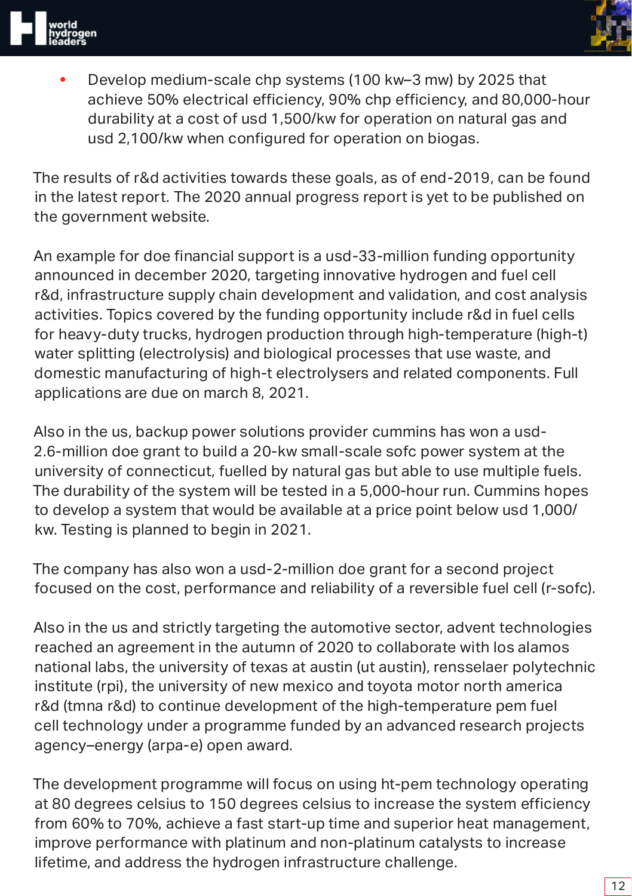- Develop medium-scale chp systems (100 kw–3 mw) by 2025 that achieve 50% electrical efficiency, 90% chp efficiency, and 80,000-hour durability at a cost of usd 1,500/kw for operation on natural gas and usd 2,100/kw when configured for operation on biogas.

The results of r&d activities towards these goals, as of end-2019, can be found in the latest report. The 2020 annual progress report is yet to be published on the government website.

An example for doe financial support is a usd-33-million funding opportunity announced in december 2020, targeting innovative hydrogen and fuel cell r&d, infrastructure supply chain development and validation, and cost analysis activities. Topics covered by the funding opportunity include r&d in fuel cells for heavy-duty trucks, hydrogen production through high-temperature (high-t) water splitting (electrolysis) and biological processes that use waste, and domestic manufacturing of high-t electrolysers and related components. Full applications are due on march 8, 2021.

Also in the us, backup power solutions provider cummins has won a usd-2.6-million doe grant to build a 20-kw small-scale sofc power system at the university of connecticut, fuelled by natural gas but able to use multiple fuels. The durability of the system will be tested in a 5,000-hour run. Cummins hopes to develop a system that would be available at a price point below usd 1,000/kw. Testing is planned to begin in 2021.

The company has also won a usd-2-million doe grant for a second project focused on the cost, performance and reliability of a reversible fuel cell (r-sofc).

Also in the us and strictly targeting the automotive sector, advent technologies reached an agreement in the autumn of 2020 to collaborate with los alamos national labs, the university of texas at austin (ut austin), rensselaer polytechnic institute (rpi), the university of new mexico and toyota motor north america r&d (tmna r&d) to continue development of the high-temperature pem fuel cell technology under a programme funded by an advanced research projects agency–energy (arpa-e) open award.

The development programme will focus on using ht-pem technology operating at 80 degrees celsius to 150 degrees celsius to increase the system efficiency from 60% to 70%, achieve a fast start-up time and superior heat management, improve performance with platinum and non-platinum catalysts to increase lifetime, and address the hydrogen infrastructure challenge.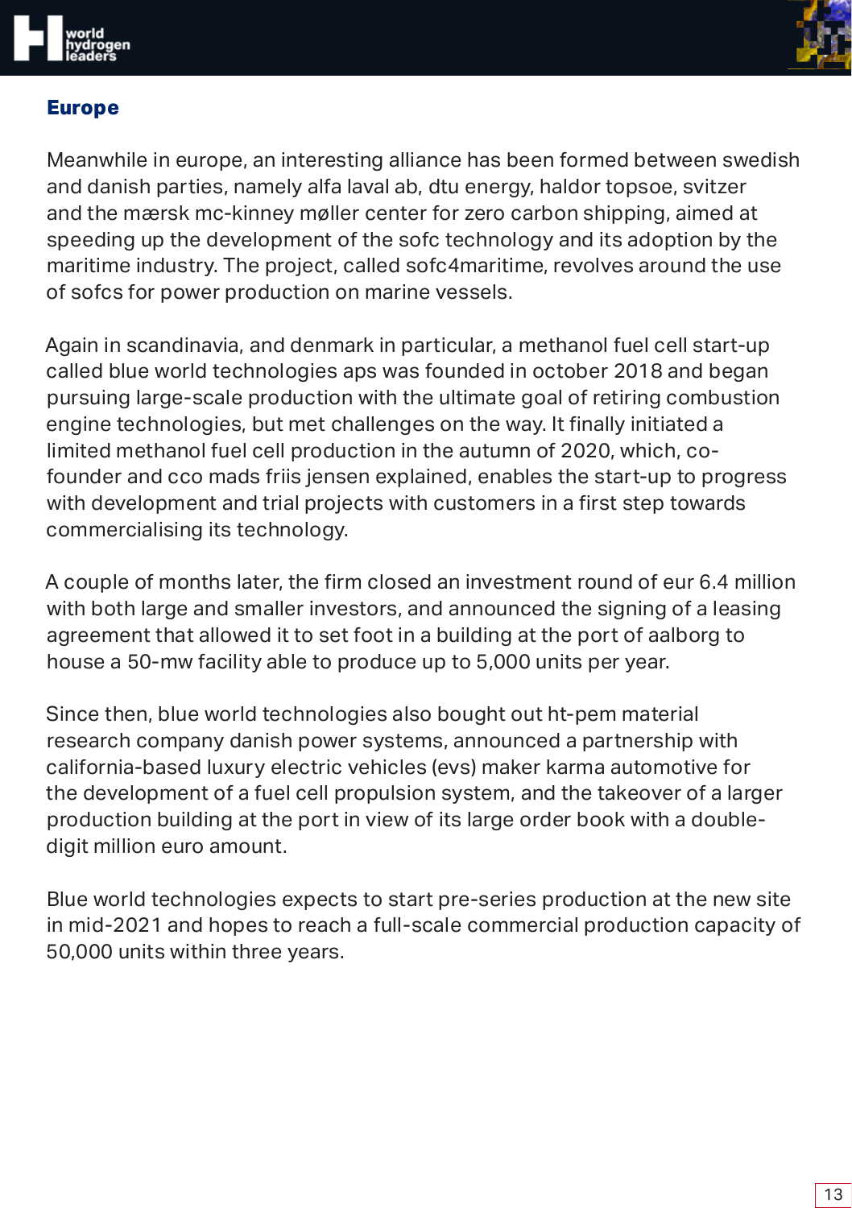## Europe

Meanwhile in europe, an interesting alliance has been formed between swedish and danish parties, namely alfa laval ab, dtu energy, haldor topsoe, svitzer and the mærsk mc-kinney møller center for zero carbon shipping, aimed at speeding up the development of the sofc technology and its adoption by the maritime industry. The project, called sofc4maritime, revolves around the use of sofcs for power production on marine vessels.

Again in scandinavia, and denmark in particular, a methanol fuel cell start-up called blue world technologies aps was founded in october 2018 and began pursuing large-scale production with the ultimate goal of retiring combustion engine technologies, but met challenges on the way. It finally initiated a limited methanol fuel cell production in the autumn of 2020, which, co-founder and cco mads friis jensen explained, enables the start-up to progress with development and trial projects with customers in a first step towards commercialising its technology.

A couple of months later, the firm closed an investment round of eur 6.4 million with both large and smaller investors, and announced the signing of a leasing agreement that allowed it to set foot in a building at the port of aalborg to house a 50-mw facility able to produce up to 5,000 units per year.

Since then, blue world technologies also bought out ht-pem material research company danish power systems, announced a partnership with california-based luxury electric vehicles (evs) maker karma automotive for the development of a fuel cell propulsion system, and the takeover of a larger production building at the port in view of its large order book with a double-digit million euro amount.

Blue world technologies expects to start pre-series production at the new site in mid-2021 and hopes to reach a full-scale commercial production capacity of 50,000 units within three years.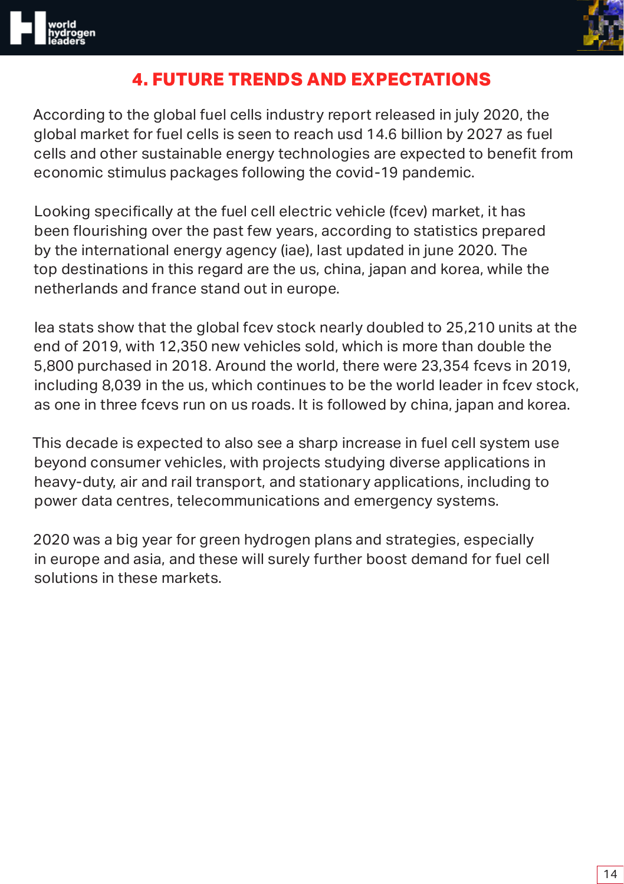## 4. FUTURE TRENDS AND EXPECTATIONS

According to the global fuel cells industry report released in july 2020, the global market for fuel cells is seen to reach usd 14.6 billion by 2027 as fuel cells and other sustainable energy technologies are expected to benefit from economic stimulus packages following the covid-19 pandemic.

Looking specifically at the fuel cell electric vehicle (fcev) market, it has been flourishing over the past few years, according to statistics prepared by the international energy agency (iae), last updated in june 2020. The top destinations in this regard are the us, china, japan and korea, while the netherlands and france stand out in europe.

Iea stats show that the global fcev stock nearly doubled to 25,210 units at the end of 2019, with 12,350 new vehicles sold, which is more than double the 5,800 purchased in 2018. Around the world, there were 23,354 fcevs in 2019, including 8,039 in the us, which continues to be the world leader in fcev stock, as one in three fcevs run on us roads. It is followed by china, japan and korea.

This decade is expected to also see a sharp increase in fuel cell system use beyond consumer vehicles, with projects studying diverse applications in heavy-duty, air and rail transport, and stationary applications, including to power data centres, telecommunications and emergency systems.

2020 was a big year for green hydrogen plans and strategies, especially in europe and asia, and these will surely further boost demand for fuel cell solutions in these markets.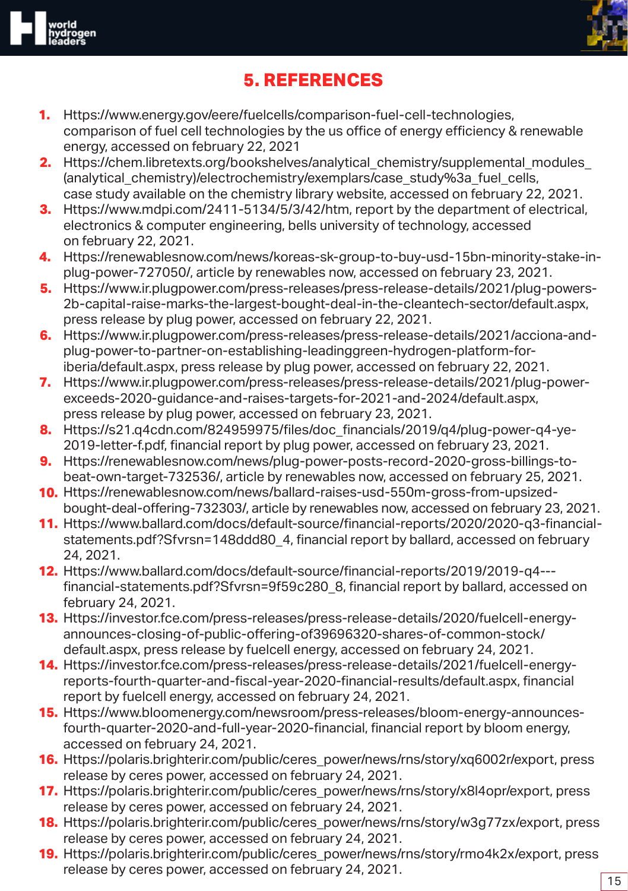## 5. REFERENCES

1. Https://www.energy.gov/eere/fuelcells/comparison-fuel-cell-technologies, comparison of fuel cell technologies by the us office of energy efficiency & renewable energy, accessed on february 22, 2021
2. Https://chem.libretexts.org/bookshelves/analytical_chemistry/supplemental_modules_(analytical_chemistry)/electrochemistry/exemplars/case_study%3a_fuel_cells, case study available on the chemistry library website, accessed on february 22, 2021.
3. Https://www.mdpi.com/2411-5134/5/3/42/htm, report by the department of electrical, electronics & computer engineering, bells university of technology, accessed on february 22, 2021.
4. Https://renewablesnow.com/news/koreas-sk-group-to-buy-usd-15bn-minority-stake-in-plug-power-727050/, article by renewables now, accessed on february 23, 2021.
5. Https://www.ir.plugpower.com/press-releases/press-release-details/2021/plug-powers-2b-capital-raise-marks-the-largest-bought-deal-in-the-cleantech-sector/default.aspx, press release by plug power, accessed on february 22, 2021.
6. Https://www.ir.plugpower.com/press-releases/press-release-details/2021/acciona-and-plug-power-to-partner-on-establishing-leadinggreen-hydrogen-platform-for-iberia/default.aspx, press release by plug power, accessed on february 22, 2021.
7. Https://www.ir.plugpower.com/press-releases/press-release-details/2021/plug-power-exceeds-2020-guidance-and-raises-targets-for-2021-and-2024/default.aspx, press release by plug power, accessed on february 23, 2021.
8. Https://s21.q4cdn.com/824959975/files/doc_financials/2019/q4/plug-power-q4-ye-2019-letter-f.pdf, financial report by plug power, accessed on february 23, 2021.
9. Https://renewablesnow.com/news/plug-power-posts-record-2020-gross-billings-to-beat-own-target-732536/, article by renewables now, accessed on february 25, 2021.
10. Https://renewablesnow.com/news/ballard-raises-usd-550m-gross-from-upsized-bought-deal-offering-732303/, article by renewables now, accessed on february 23, 2021.
11. Https://www.ballard.com/docs/default-source/financial-reports/2020/2020-q3-financial-statements.pdf?Sfvrsn=148ddd80_4, financial report by ballard, accessed on february 24, 2021.
12. Https://www.ballard.com/docs/default-source/financial-reports/2019/2019-q4---financial-statements.pdf?Sfvrsn=9f59c280_8, financial report by ballard, accessed on february 24, 2021.
13. Https://investor.fce.com/press-releases/press-release-details/2020/fuelcell-energy-announces-closing-of-public-offering-of39696320-shares-of-common-stock/default.aspx, press release by fuelcell energy, accessed on february 24, 2021.
14. Https://investor.fce.com/press-releases/press-release-details/2021/fuelcell-energy-reports-fourth-quarter-and-fiscal-year-2020-financial-results/default.aspx, financial report by fuelcell energy, accessed on february 24, 2021.
15. Https://www.bloomenergy.com/newsroom/press-releases/bloom-energy-announces-fourth-quarter-2020-and-full-year-2020-financial, financial report by bloom energy, accessed on february 24, 2021.
16. Https://polaris.brighterir.com/public/ceres_power/news/rns/story/xq6002r/export, press release by ceres power, accessed on february 24, 2021.
17. Https://polaris.brighterir.com/public/ceres_power/news/rns/story/x8l4opr/export, press release by ceres power, accessed on february 24, 2021.
18. Https://polaris.brighterir.com/public/ceres_power/news/rns/story/w3g77zx/export, press release by ceres power, accessed on february 24, 2021.
19. Https://polaris.brighterir.com/public/ceres_power/news/rns/story/rmo4k2x/export, press release by ceres power, accessed on february 24, 2021.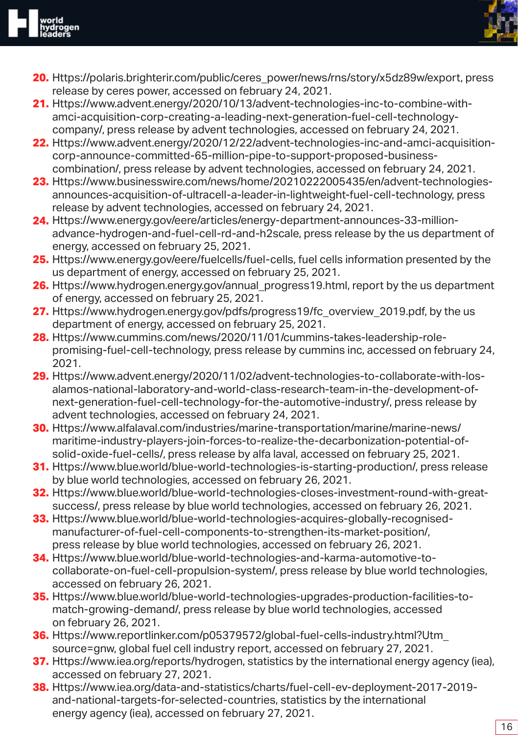20. Https://polaris.brighterir.com/public/ceres_power/news/rns/story/x5dz89w/export, press release by ceres power, accessed on february 24, 2021.
21. Https://www.advent.energy/2020/10/13/advent-technologies-inc-to-combine-with-amci-acquisition-corp-creating-a-leading-next-generation-fuel-cell-technology-company/, press release by advent technologies, accessed on february 24, 2021.
22. Https://www.advent.energy/2020/12/22/advent-technologies-inc-and-amci-acquisition-corp-announce-committed-65-million-pipe-to-support-proposed-business-combination/, press release by advent technologies, accessed on february 24, 2021.
23. Https://www.businesswire.com/news/home/20210222005435/en/advent-technologies-announces-acquisition-of-ultracell-a-leader-in-lightweight-fuel-cell-technology, press release by advent technologies, accessed on february 24, 2021.
24. Https://www.energy.gov/eere/articles/energy-department-announces-33-million-advance-hydrogen-and-fuel-cell-rd-and-h2scale, press release by the us department of energy, accessed on february 25, 2021.
25. Https://www.energy.gov/eere/fuelcells/fuel-cells, fuel cells information presented by the us department of energy, accessed on february 25, 2021.
26. Https://www.hydrogen.energy.gov/annual_progress19.html, report by the us department of energy, accessed on february 25, 2021.
27. Https://www.hydrogen.energy.gov/pdfs/progress19/fc_overview_2019.pdf, by the us department of energy, accessed on february 25, 2021.
28. Https://www.cummins.com/news/2020/11/01/cummins-takes-leadership-role-promising-fuel-cell-technology, press release by cummins inc, accessed on february 24, 2021.
29. Https://www.advent.energy/2020/11/02/advent-technologies-to-collaborate-with-los-alamos-national-laboratory-and-world-class-research-team-in-the-development-of-next-generation-fuel-cell-technology-for-the-automotive-industry/, press release by advent technologies, accessed on february 24, 2021.
30. Https://www.alfalaval.com/industries/marine-transportation/marine/marine-news/maritime-industry-players-join-forces-to-realize-the-decarbonization-potential-of-solid-oxide-fuel-cells/, press release by alfa laval, accessed on february 25, 2021.
31. Https://www.blue.world/blue-world-technologies-is-starting-production/, press release by blue world technologies, accessed on february 26, 2021.
32. Https://www.blue.world/blue-world-technologies-closes-investment-round-with-great-success/, press release by blue world technologies, accessed on february 26, 2021.
33. Https://www.blue.world/blue-world-technologies-acquires-globally-recognised-manufacturer-of-fuel-cell-components-to-strengthen-its-market-position/, press release by blue world technologies, accessed on february 26, 2021.
34. Https://www.blue.world/blue-world-technologies-and-karma-automotive-to-collaborate-on-fuel-cell-propulsion-system/, press release by blue world technologies, accessed on february 26, 2021.
35. Https://www.blue.world/blue-world-technologies-upgrades-production-facilities-to-match-growing-demand/, press release by blue world technologies, accessed on february 26, 2021.
36. Https://www.reportlinker.com/p05379572/global-fuel-cells-industry.html?Utm_source=gnw, global fuel cell industry report, accessed on february 27, 2021.
37. Https://www.iea.org/reports/hydrogen, statistics by the international energy agency (iea), accessed on february 27, 2021.
38. Https://www.iea.org/data-and-statistics/charts/fuel-cell-ev-deployment-2017-2019-and-national-targets-for-selected-countries, statistics by the international energy agency (iea), accessed on february 27, 2021.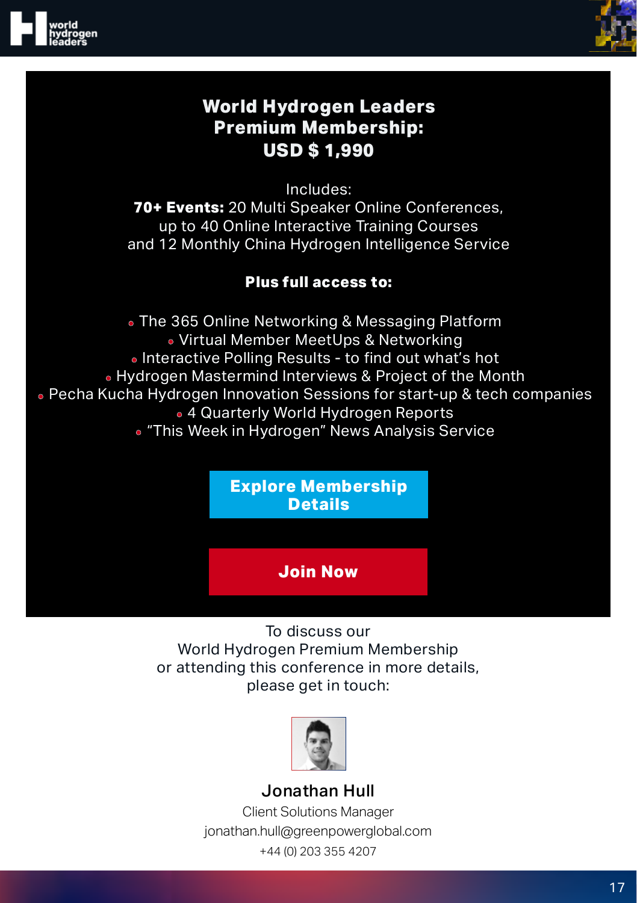## World Hydrogen Leaders Premium Membership: USD $ 1,990

Includes:
**70+ Events:** 20 Multi Speaker Online Conferences, up to 40 Online Interactive Training Courses and 12 Monthly China Hydrogen Intelligence Service

**Plus full access to:**

- The 365 Online Networking & Messaging Platform
- Virtual Member MeetUps & Networking
- Interactive Polling Results - to find out what's hot
- Hydrogen Mastermind Interviews & Project of the Month
- Pecha Kucha Hydrogen Innovation Sessions for start-up & tech companies
- 4 Quarterly World Hydrogen Reports
- "This Week in Hydrogen" News Analysis Service

**Explore Membership Details**

**Join Now**

To discuss our World Hydrogen Premium Membership or attending this conference in more details, please get in touch:

**Jonathan Hull**
Client Solutions Manager
jonathan.hull@greenpowerglobal.com
+44 (0) 203 355 4207